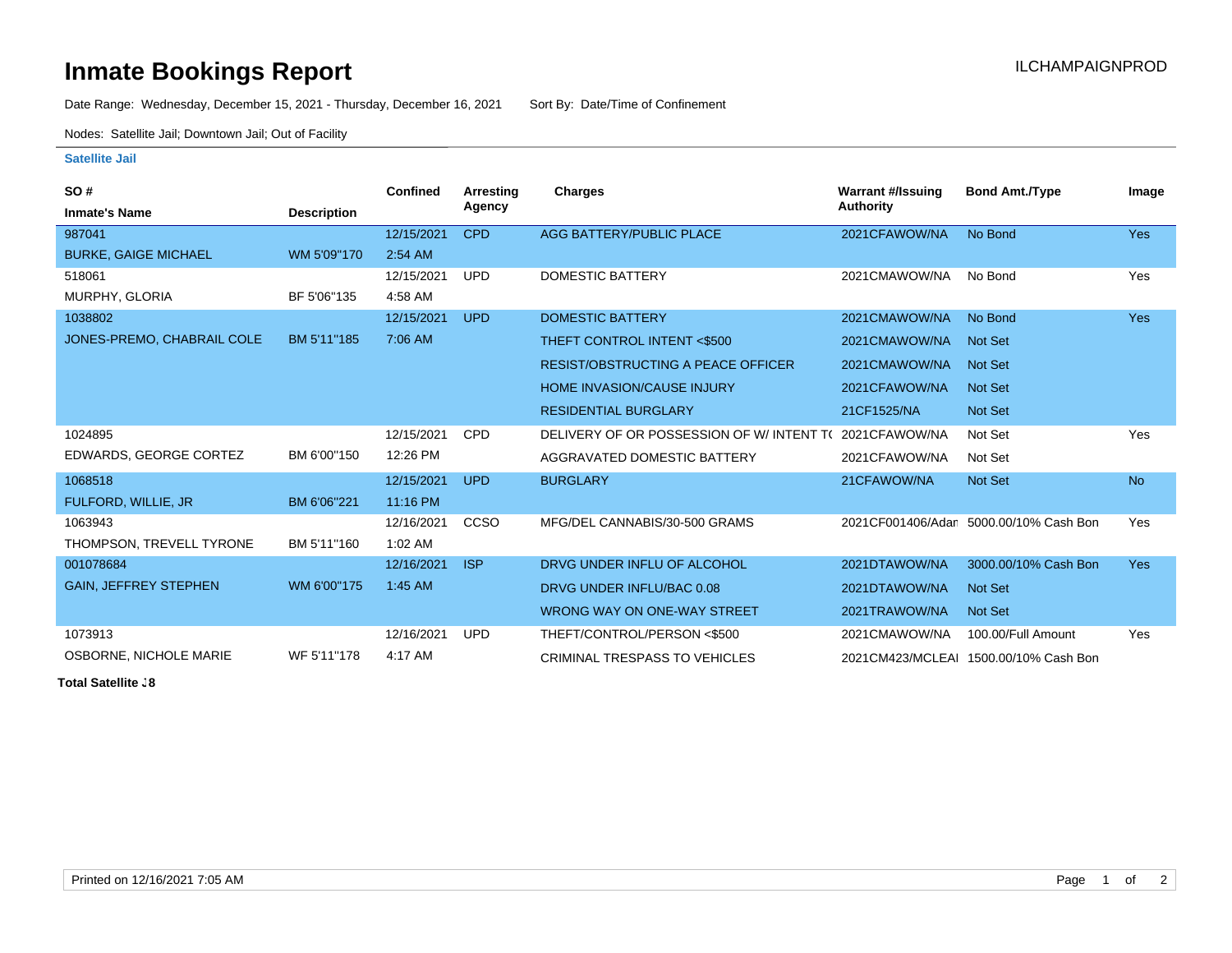# Inmate Bookings Report

ILCHAMPAIGNPROD

Date Range: Wednesday, December 15, 2021 - Thursday, December 16, 2021 Sort By: Date/Time of Confinement

Nodes: Satellite Jail; Downtown Jail; Out of Facility

**Satellite Jail**

| SO # / Inmate's Name | Description | Confined | Arresting Agency | Charges | Warrant #/Issuing Authority | Bond Amt./Type | Image |
|---|---|---|---|---|---|---|---|
| 987041 BURKE, GAIGE MICHAEL | WM 5'09"170 | 12/15/2021 2:54 AM | CPD | AGG BATTERY/PUBLIC PLACE | 2021CFAWOW/NA | No Bond | Yes |
| 518061 MURPHY, GLORIA | BF 5'06"135 | 12/15/2021 4:58 AM | UPD | DOMESTIC BATTERY | 2021CMAWOW/NA | No Bond | Yes |
| 1038802 JONES-PREMO, CHABRAIL COLE | BM 5'11"185 | 12/15/2021 7:06 AM | UPD | DOMESTIC BATTERY | 2021CMAWOW/NA | No Bond | Yes |
| | | | | THEFT CONTROL INTENT <$500 | 2021CMAWOW/NA | Not Set | |
| | | | | RESIST/OBSTRUCTING A PEACE OFFICER | 2021CMAWOW/NA | Not Set | |
| | | | | HOME INVASION/CAUSE INJURY | 2021CFAWOW/NA | Not Set | |
| | | | | RESIDENTIAL BURGLARY | 21CF1525/NA | Not Set | |
| 1024895 EDWARDS, GEORGE CORTEZ | BM 6'00"150 | 12/15/2021 12:26 PM | CPD | DELIVERY OF OR POSSESSION OF W/ INTENT T( | 2021CFAWOW/NA | Not Set | Yes |
| | | | | AGGRAVATED DOMESTIC BATTERY | 2021CFAWOW/NA | Not Set | |
| 1068518 FULFORD, WILLIE, JR | BM 6'06"221 | 12/15/2021 11:16 PM | UPD | BURGLARY | 21CFAWOW/NA | Not Set | No |
| 1063943 THOMPSON, TREVELL TYRONE | BM 5'11"160 | 12/16/2021 1:02 AM | CCSO | MFG/DEL CANNABIS/30-500 GRAMS | 2021CF001406/Adan | 5000.00/10% Cash Bon | Yes |
| 001078684 GAIN, JEFFREY STEPHEN | WM 6'00"175 | 12/16/2021 1:45 AM | ISP | DRVG UNDER INFLU OF ALCOHOL | 2021DTAWOW/NA | 3000.00/10% Cash Bon | Yes |
| | | | | DRVG UNDER INFLU/BAC 0.08 | 2021DTAWOW/NA | Not Set | |
| | | | | WRONG WAY ON ONE-WAY STREET | 2021TRAWOW/NA | Not Set | |
| 1073913 OSBORNE, NICHOLE MARIE | WF 5'11"178 | 12/16/2021 4:17 AM | UPD | THEFT/CONTROL/PERSON <$500 | 2021CMAWOW/NA | 100.00/Full Amount | Yes |
| | | | | CRIMINAL TRESPASS TO VEHICLES | 2021CM423/MCLEAI | 1500.00/10% Cash Bon | |

**Total Satellite J8**

Printed on 12/16/2021 7:05 AM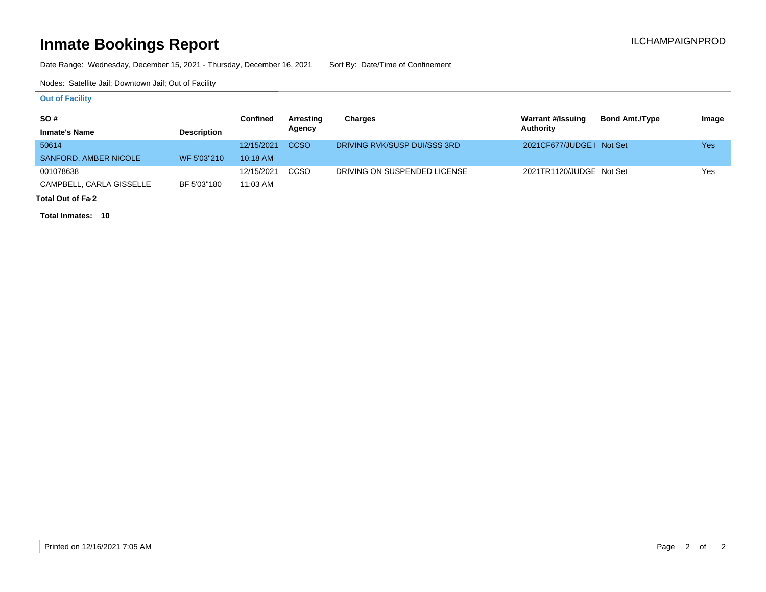# Inmate Bookings Report

ILCHAMPAIGNPROD

Date Range: Wednesday, December 15, 2021 - Thursday, December 16, 2021    Sort By: Date/Time of Confinement

Nodes: Satellite Jail; Downtown Jail; Out of Facility

### Out of Facility

| SO # / Inmate's Name | Description | Confined | Arresting Agency | Charges | Warrant #/Issuing Authority | Bond Amt./Type | Image |
|---|---|---|---|---|---|---|---|
| 50614 SANFORD, AMBER NICOLE | WF 5'03"210 | 12/15/2021 10:18 AM | CCSO | DRIVING RVK/SUSP DUI/SSS 3RD | 2021CF677/JUDGE I | Not Set | Yes |
| 001078638 CAMPBELL, CARLA GISSELLE | BF 5'03"180 | 12/15/2021 11:03 AM | CCSO | DRIVING ON SUSPENDED LICENSE | 2021TR1120/JUDGE | Not Set | Yes |

**Total Out of Fa 2**

**Total Inmates: 10**

Printed on 12/16/2021 7:05 AM